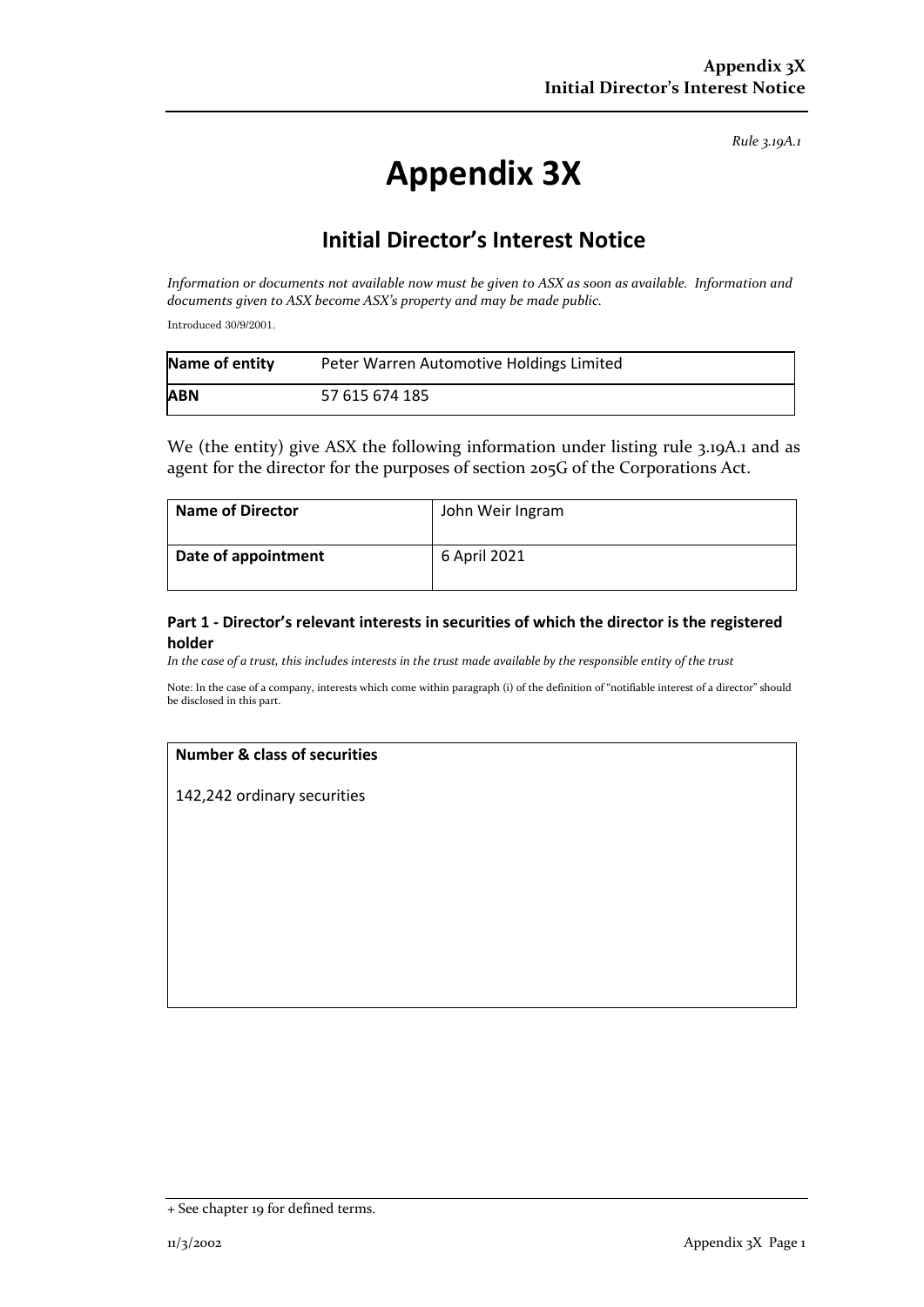*Rule 3.19A.1*

# Appendix 3X

## Initial Director's Interest Notice

*Information or documents not available now must be given to ASX as soon as available. Information and documents given to ASX become ASX's property and may be made public.*

Introduced 30/9/2001.

| **Name of entity** | Peter Warren Automotive Holdings Limited |
|---|---|
| **ABN** | 57 615 674 185 |

We (the entity) give ASX the following information under listing rule 3.19A.1 and as agent for the director for the purposes of section 205G of the Corporations Act.

| **Name of Director** | John Weir Ingram |
|---|---|
| **Date of appointment** | 6 April 2021 |

### Part 1 - Director's relevant interests in securities of which the director is the registered holder

*In the case of a trust, this includes interests in the trust made available by the responsible entity of the trust*

Note: In the case of a company, interests which come within paragraph (i) of the definition of "notifiable interest of a director" should be disclosed in this part.

| **Number & class of securities** |
|---|
| 142,242 ordinary securities |

+ See chapter 19 for defined terms.

11/3/2002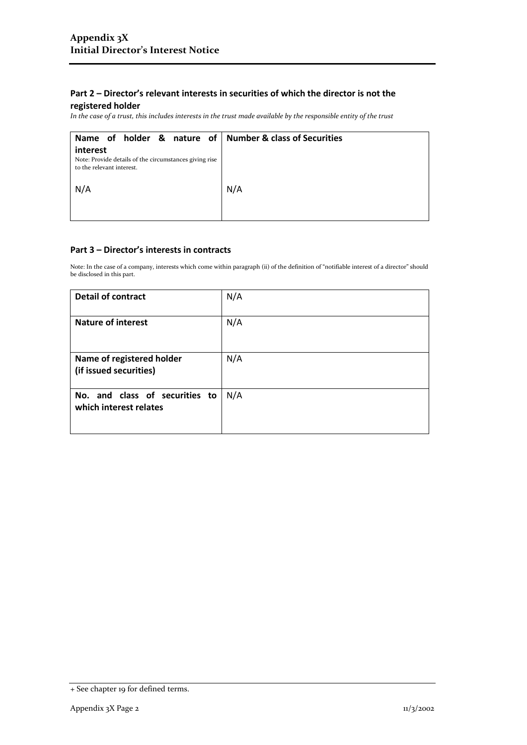## Part 2 – Director's relevant interests in securities of which the director is not the registered holder

*In the case of a trust, this includes interests in the trust made available by the responsible entity of the trust*

| **Name of holder & nature of interest**<br>Note: Provide details of the circumstances giving rise to the relevant interest. | **Number & class of Securities** |
|---|---|
| N/A | N/A |

## Part 3 – Director's interests in contracts

Note: In the case of a company, interests which come within paragraph (ii) of the definition of "notifiable interest of a director" should be disclosed in this part.

| | |
|---|---|
| **Detail of contract** | N/A |
| **Nature of interest** | N/A |
| **Name of registered holder (if issued securities)** | N/A |
| **No. and class of securities to which interest relates** | N/A |

+ See chapter 19 for defined terms.